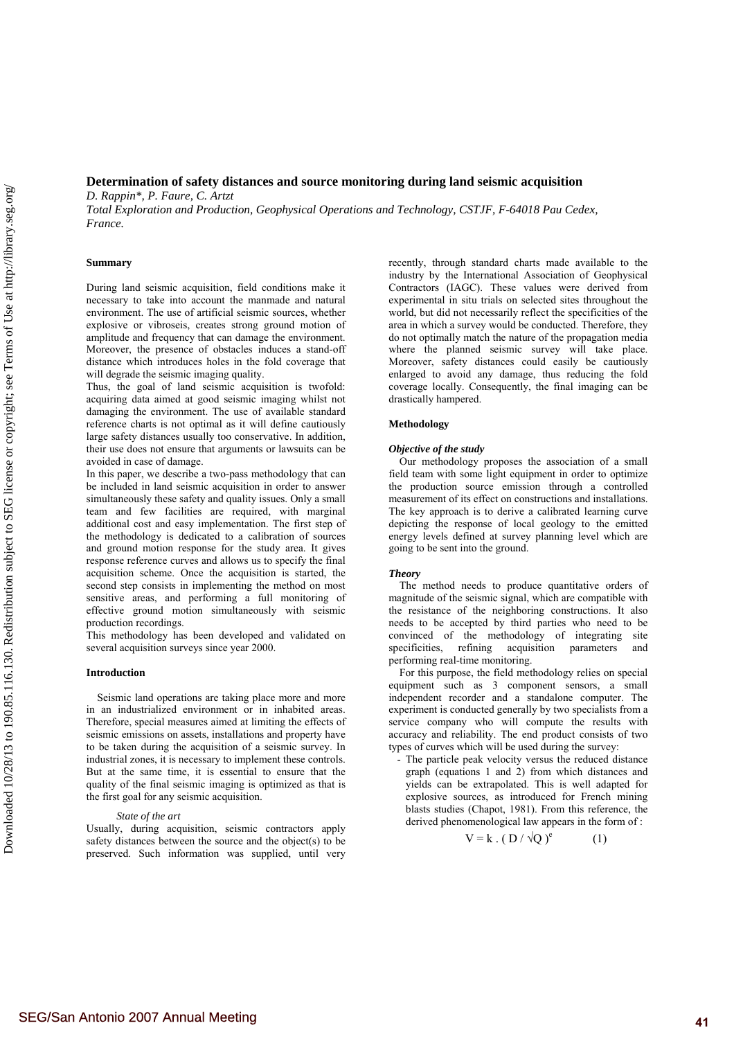# Determination of safety distances and source monitoring during land seismic acquisition

*D. Rappin\*, P. Faure, C. Artzt*

*Total Exploration and Production, Geophysical Operations and Technology, CSTJF, F-64018 Pau Cedex, France.*

## Summary

During land seismic acquisition, field conditions make it necessary to take into account the manmade and natural environment. The use of artificial seismic sources, whether explosive or vibroseis, creates strong ground motion of amplitude and frequency that can damage the environment. Moreover, the presence of obstacles induces a stand-off distance which introduces holes in the fold coverage that will degrade the seismic imaging quality.

Thus, the goal of land seismic acquisition is twofold: acquiring data aimed at good seismic imaging whilst not damaging the environment. The use of available standard reference charts is not optimal as it will define cautiously large safety distances usually too conservative. In addition, their use does not ensure that arguments or lawsuits can be avoided in case of damage.

In this paper, we describe a two-pass methodology that can be included in land seismic acquisition in order to answer simultaneously these safety and quality issues. Only a small team and few facilities are required, with marginal additional cost and easy implementation. The first step of the methodology is dedicated to a calibration of sources and ground motion response for the study area. It gives response reference curves and allows us to specify the final acquisition scheme. Once the acquisition is started, the second step consists in implementing the method on most sensitive areas, and performing a full monitoring of effective ground motion simultaneously with seismic production recordings.

This methodology has been developed and validated on several acquisition surveys since year 2000.

## Introduction

Seismic land operations are taking place more and more in an industrialized environment or in inhabited areas. Therefore, special measures aimed at limiting the effects of seismic emissions on assets, installations and property have to be taken during the acquisition of a seismic survey. In industrial zones, it is necessary to implement these controls. But at the same time, it is essential to ensure that the quality of the final seismic imaging is optimized as that is the first goal for any seismic acquisition.

### *State of the art*

Usually, during acquisition, seismic contractors apply safety distances between the source and the object(s) to be preserved. Such information was supplied, until very recently, through standard charts made available to the industry by the International Association of Geophysical Contractors (IAGC). These values were derived from experimental in situ trials on selected sites throughout the world, but did not necessarily reflect the specificities of the area in which a survey would be conducted. Therefore, they do not optimally match the nature of the propagation media where the planned seismic survey will take place. Moreover, safety distances could easily be cautiously enlarged to avoid any damage, thus reducing the fold coverage locally. Consequently, the final imaging can be drastically hampered.

## Methodology

### *Objective of the study*

Our methodology proposes the association of a small field team with some light equipment in order to optimize the production source emission through a controlled measurement of its effect on constructions and installations. The key approach is to derive a calibrated learning curve depicting the response of local geology to the emitted energy levels defined at survey planning level which are going to be sent into the ground.

### *Theory*

The method needs to produce quantitative orders of magnitude of the seismic signal, which are compatible with the resistance of the neighboring constructions. It also needs to be accepted by third parties who need to be convinced of the methodology of integrating site specificities, refining acquisition parameters and performing real-time monitoring.

For this purpose, the field methodology relies on special equipment such as 3 component sensors, a small independent recorder and a standalone computer. The experiment is conducted generally by two specialists from a service company who will compute the results with accuracy and reliability. The end product consists of two types of curves which will be used during the survey:

- The particle peak velocity versus the reduced distance graph (equations 1 and 2) from which distances and yields can be extrapolated. This is well adapted for explosive sources, as introduced for French mining blasts studies (Chapot, 1981). From this reference, the derived phenomenological law appears in the form of :

$$V = k \cdot ( D / \sqrt{Q} )^{e} \qquad (1)$$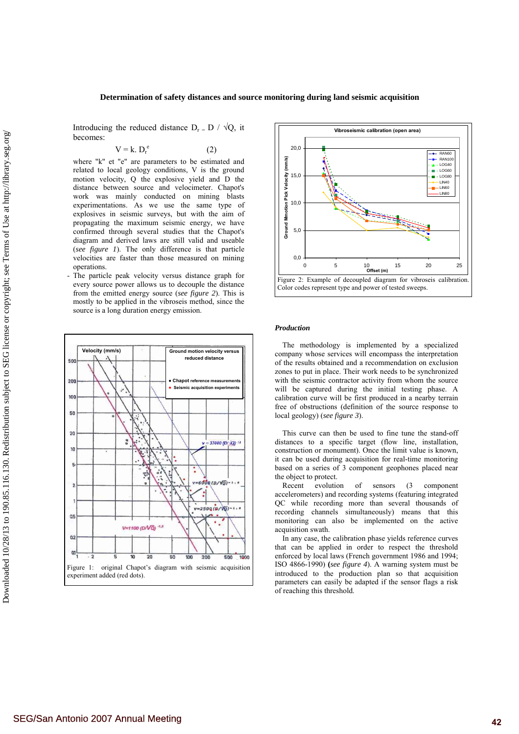Introducing the reduced distance $D_r = D / \sqrt{Q}$, it becomes:

$$V = k. D_r^e \qquad (2)$$

where "k" et "e" are parameters to be estimated and related to local geology conditions, V is the ground motion velocity, Q the explosive yield and D the distance between source and velocimeter. Chapot's work was mainly conducted on mining blasts experimentations. As we use the same type of explosives in seismic surveys, but with the aim of propagating the maximum seismic energy, we have confirmed through several studies that the Chapot's diagram and derived laws are still valid and useable (*see figure 1*). The only difference is that particle velocities are faster than those measured on mining operations.

- The particle peak velocity versus distance graph for every source power allows us to decouple the distance from the emitted energy source (*see figure 2*). This is mostly to be applied in the vibroseis method, since the source is a long duration energy emission.

Figure 1: original Chapot's diagram with seismic acquisition experiment added (red dots).

Figure 2: Example of decoupled diagram for vibroseis calibration. Color codes represent type and power of tested sweeps.

***Production***

The methodology is implemented by a specialized company whose services will encompass the interpretation of the results obtained and a recommendation on exclusion zones to put in place. Their work needs to be synchronized with the seismic contractor activity from whom the source will be captured during the initial testing phase. A calibration curve will be first produced in a nearby terrain free of obstructions (definition of the source response to local geology) (*see figure 3*).

This curve can then be used to fine tune the stand-off distances to a specific target (flow line, installation, construction or monument). Once the limit value is known, it can be used during acquisition for real-time monitoring based on a series of 3 component geophones placed near the object to protect.

Recent evolution of sensors (3 component accelerometers) and recording systems (featuring integrated QC while recording more than several thousands of recording channels simultaneously) means that this monitoring can also be implemented on the active acquisition swath.

In any case, the calibration phase yields reference curves that can be applied in order to respect the threshold enforced by local laws (French government 1986 and 1994; ISO 4866-1990) (*see figure 4*). A warning system must be introduced to the production plan so that acquisition parameters can easily be adapted if the sensor flags a risk of reaching this threshold.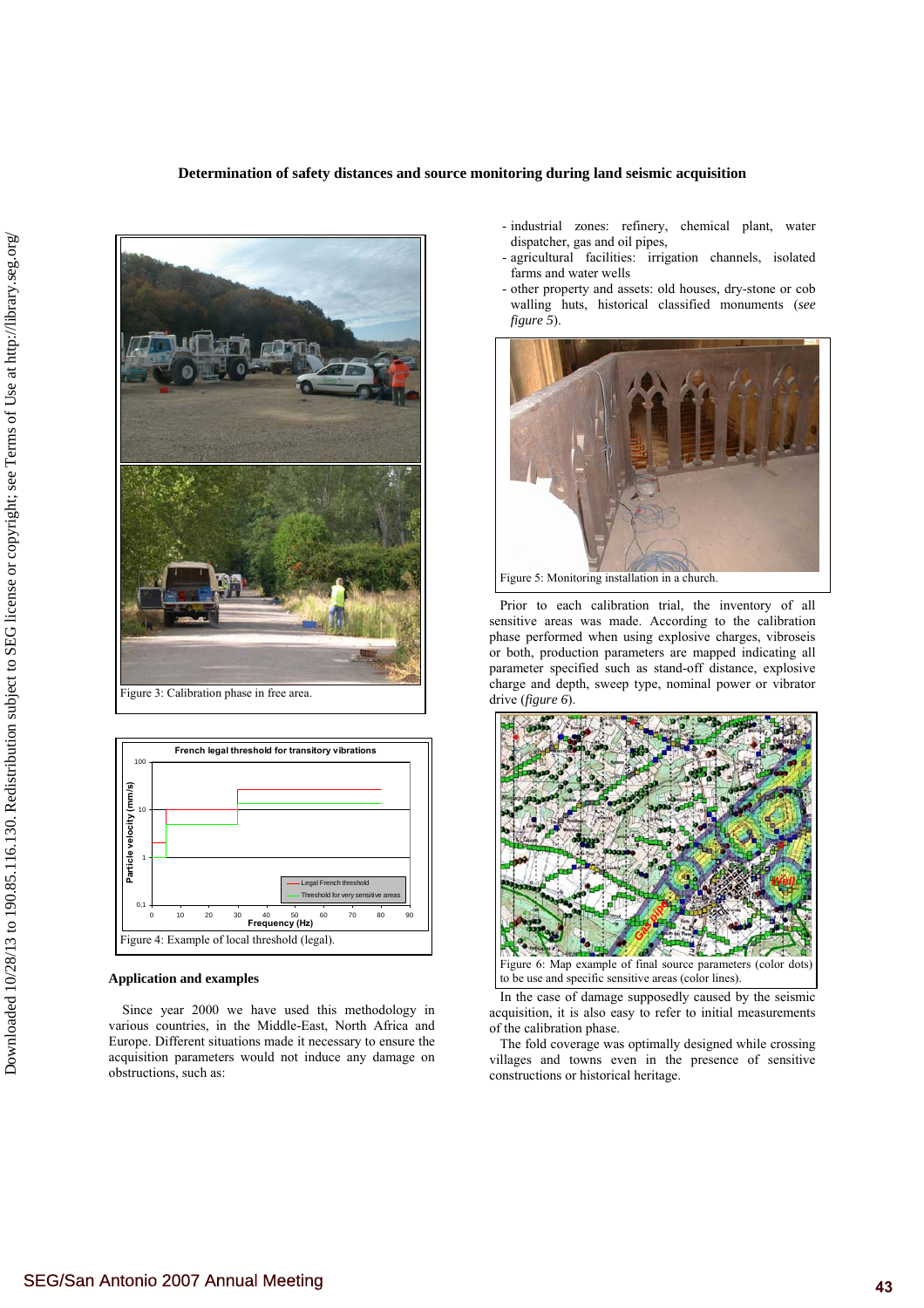Figure 3: Calibration phase in free area.

Figure 4: Example of local threshold (legal).

## Application and examples

Since year 2000 we have used this methodology in various countries, in the Middle-East, North Africa and Europe. Different situations made it necessary to ensure the acquisition parameters would not induce any damage on obstructions, such as:

- industrial zones: refinery, chemical plant, water dispatcher, gas and oil pipes,
- agricultural facilities: irrigation channels, isolated farms and water wells
- other property and assets: old houses, dry-stone or cob walling huts, historical classified monuments (*see figure 5*).

Figure 5: Monitoring installation in a church.

Prior to each calibration trial, the inventory of all sensitive areas was made. According to the calibration phase performed when using explosive charges, vibroseis or both, production parameters are mapped indicating all parameter specified such as stand-off distance, explosive charge and depth, sweep type, nominal power or vibrator drive (*figure 6*).

Figure 6: Map example of final source parameters (color dots) to be use and specific sensitive areas (color lines).

In the case of damage supposedly caused by the seismic acquisition, it is also easy to refer to initial measurements of the calibration phase.

The fold coverage was optimally designed while crossing villages and towns even in the presence of sensitive constructions or historical heritage.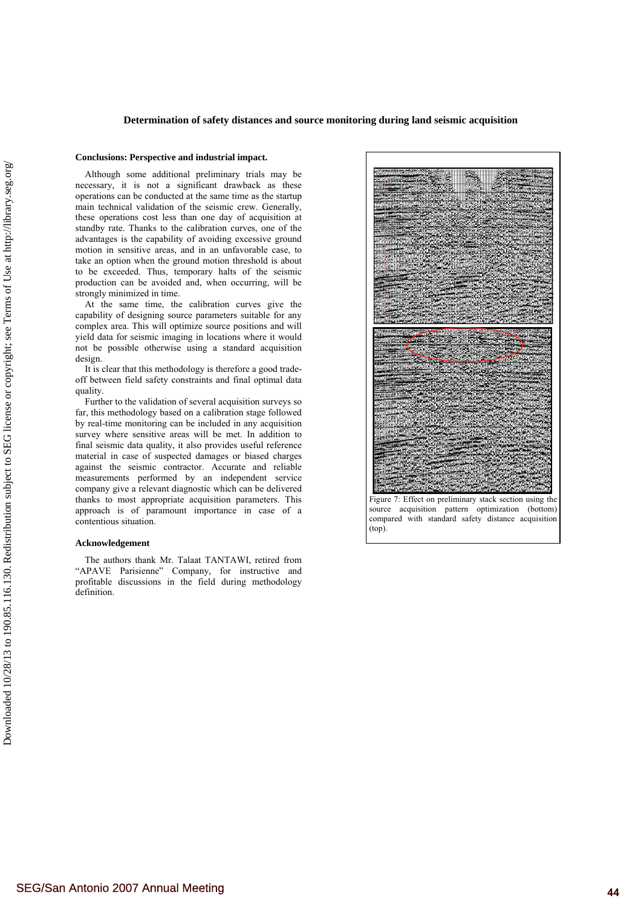### Conclusions: Perspective and industrial impact.

Although some additional preliminary trials may be necessary, it is not a significant drawback as these operations can be conducted at the same time as the startup main technical validation of the seismic crew. Generally, these operations cost less than one day of acquisition at standby rate. Thanks to the calibration curves, one of the advantages is the capability of avoiding excessive ground motion in sensitive areas, and in an unfavorable case, to take an option when the ground motion threshold is about to be exceeded. Thus, temporary halts of the seismic production can be avoided and, when occurring, will be strongly minimized in time.

At the same time, the calibration curves give the capability of designing source parameters suitable for any complex area. This will optimize source positions and will yield data for seismic imaging in locations where it would not be possible otherwise using a standard acquisition design.

It is clear that this methodology is therefore a good trade-off between field safety constraints and final optimal data quality.

Further to the validation of several acquisition surveys so far, this methodology based on a calibration stage followed by real-time monitoring can be included in any acquisition survey where sensitive areas will be met. In addition to final seismic data quality, it also provides useful reference material in case of suspected damages or biased charges against the seismic contractor. Accurate and reliable measurements performed by an independent service company give a relevant diagnostic which can be delivered thanks to most appropriate acquisition parameters. This approach is of paramount importance in case of a contentious situation.

### Acknowledgement

The authors thank Mr. Talaat TANTAWI, retired from "APAVE Parisienne" Company, for instructive and profitable discussions in the field during methodology definition.

Figure 7: Effect on preliminary stack section using the source acquisition pattern optimization (bottom) compared with standard safety distance acquisition (top).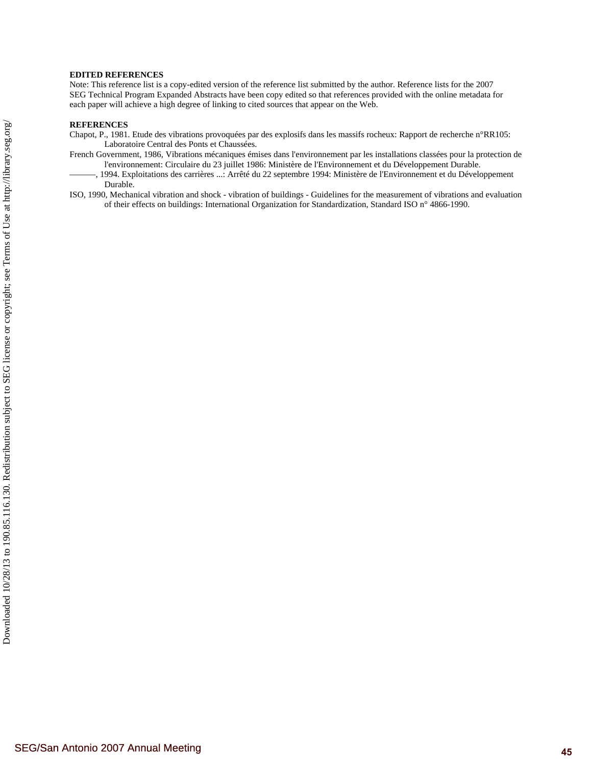**EDITED REFERENCES**

Note: This reference list is a copy-edited version of the reference list submitted by the author. Reference lists for the 2007 SEG Technical Program Expanded Abstracts have been copy edited so that references provided with the online metadata for each paper will achieve a high degree of linking to cited sources that appear on the Web.

**REFERENCES**

Chapot, P., 1981. Etude des vibrations provoquées par des explosifs dans les massifs rocheux: Rapport de recherche n°RR105: Laboratoire Central des Ponts et Chaussées.

French Government, 1986, Vibrations mécaniques émises dans l'environnement par les installations classées pour la protection de l'environnement: Circulaire du 23 juillet 1986: Ministère de l'Environnement et du Développement Durable.

———, 1994. Exploitations des carrières ...: Arrêté du 22 septembre 1994: Ministère de l'Environnement et du Développement Durable.

ISO, 1990, Mechanical vibration and shock - vibration of buildings - Guidelines for the measurement of vibrations and evaluation of their effects on buildings: International Organization for Standardization, Standard ISO n° 4866-1990.